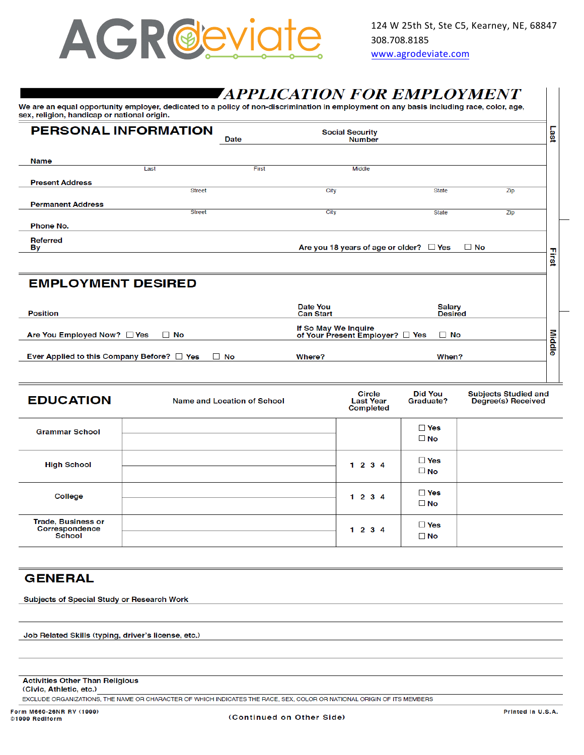AGROdeviate

124 W 25th St, Ste C5, Kearney, NE, 68847
308.708.8185
www.agrodeviate.com

# APPLICATION FOR EMPLOYMENT

We are an equal opportunity employer, dedicated to a policy of non-discrimination in employment on any basis including race, color, age, sex, religion, handicap or national origin.

## PERSONAL INFORMATION

Date | Social Security Number

Name — Last | First | Middle

Present Address — Street | City | State | Zip

Permanent Address — Street | City | State | Zip

Phone No.

Referred By

Are you 18 years of age or older? ☐ Yes ☐ No

Last | First | Middle

## EMPLOYMENT DESIRED

Position | Date You Can Start | Salary Desired

Are You Employed Now? ☐ Yes ☐ No | If So May We Inquire of Your Present Employer? ☐ Yes ☐ No

Ever Applied to this Company Before? ☐ Yes ☐ No | Where? | When?

## EDUCATION

| EDUCATION | Name and Location of School | Circle Last Year Completed | Did You Graduate? | Subjects Studied and Degree(s) Received |
|---|---|---|---|---|
| Grammar School | | | ☐ Yes ☐ No | |
| High School | | 1 2 3 4 | ☐ Yes ☐ No | |
| College | | 1 2 3 4 | ☐ Yes ☐ No | |
| Trade, Business or Correspondence School | | 1 2 3 4 | ☐ Yes ☐ No | |

## GENERAL

Subjects of Special Study or Research Work

Job Related Skills (typing, driver's license, etc.)

Activities Other Than Religious (Civic, Athletic, etc.)

EXCLUDE ORGANIZATIONS, THE NAME OR CHARACTER OF WHICH INDICATES THE RACE, SEX, COLOR OR NATIONAL ORIGIN OF ITS MEMBERS

Form M660-26NR RV (1999)
©1999 Rediform

(Continued on Other Side)

Printed in U.S.A.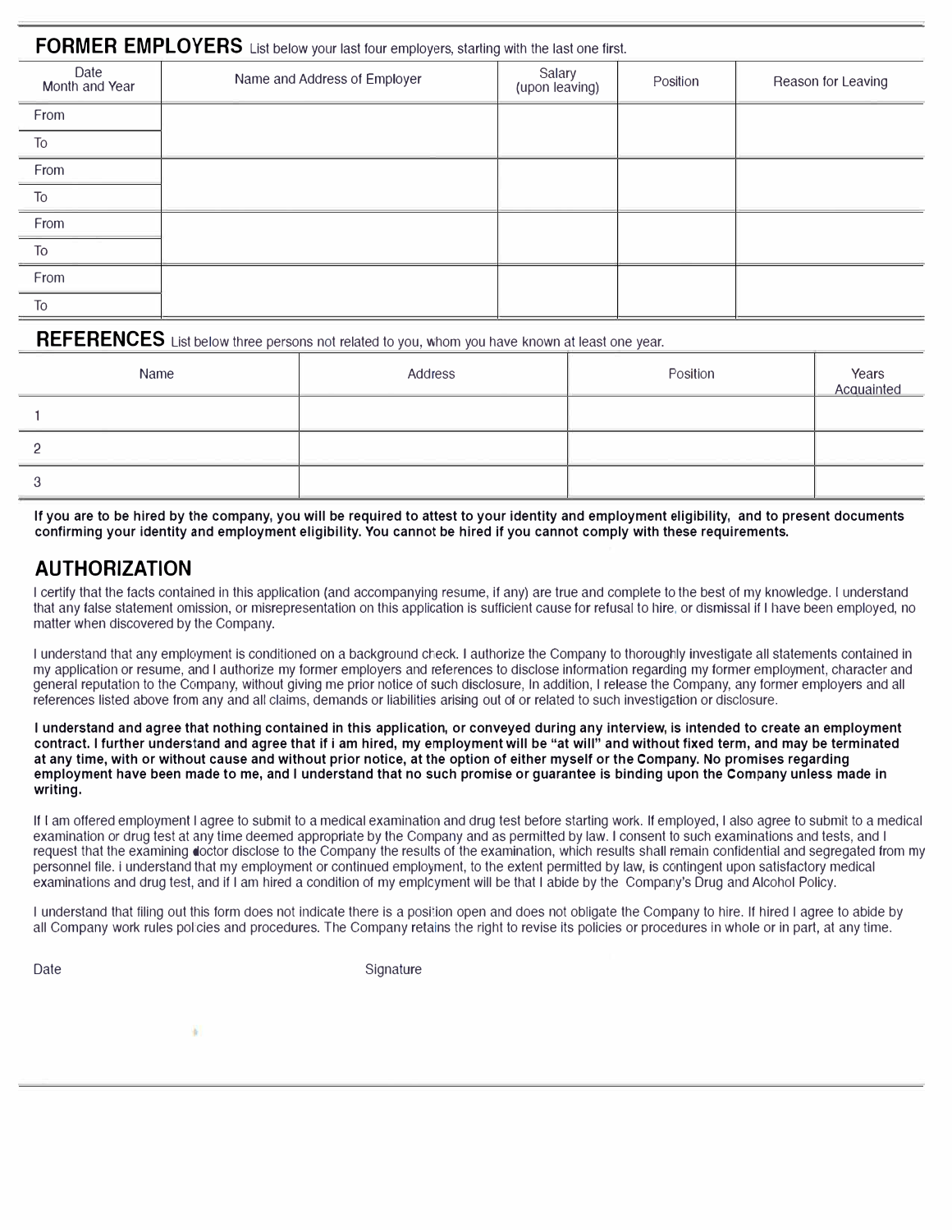## FORMER EMPLOYERS

List below your last four employers, starting with the last one first.

| Date Month and Year | Name and Address of Employer | Salary (upon leaving) | Position | Reason for Leaving |
|---|---|---|---|---|
| From | | | | |
| To | | | | |
| From | | | | |
| To | | | | |
| From | | | | |
| To | | | | |
| From | | | | |
| To | | | | |

## REFERENCES

List below three persons not related to you, whom you have known at least one year.

| Name | Address | Position | Years Acquainted |
|---|---|---|---|
| 1 | | | |
| 2 | | | |
| 3 | | | |

**If you are to be hired by the company, you will be required to attest to your identity and employment eligibility, and to present documents confirming your identity and employment eligibility. You cannot be hired if you cannot comply with these requirements.**

## AUTHORIZATION

I certify that the facts contained in this application (and accompanying resume, if any) are true and complete to the best of my knowledge. I understand that any false statement omission, or misrepresentation on this application is sufficient cause for refusal to hire, or dismissal if I have been employed, no matter when discovered by the Company.

I understand that any employment is conditioned on a background check. I authorize the Company to thoroughly investigate all statements contained in my application or resume, and I authorize my former employers and references to disclose information regarding my former employment, character and general reputation to the Company, without giving me prior notice of such disclosure, In addition, I release the Company, any former employers and all references listed above from any and all claims, demands or liabilities arising out of or related to such investigation or disclosure.

**I understand and agree that nothing contained in this application, or conveyed during any interview, is intended to create an employment contract. I further understand and agree that if i am hired, my employment will be "at will" and without fixed term, and may be terminated at any time, with or without cause and without prior notice, at the option of either myself or the Company. No promises regarding employment have been made to me, and I understand that no such promise or guarantee is binding upon the Company unless made in writing.**

If I am offered employment I agree to submit to a medical examination and drug test before starting work. If employed, I also agree to submit to a medical examination or drug test at any time deemed appropriate by the Company and as permitted by law. I consent to such examinations and tests, and I request that the examining doctor disclose to the Company the results of the examination, which results shall remain confidential and segregated from my personnel file. i understand that my employment or continued employment, to the extent permitted by law, is contingent upon satisfactory medical examinations and drug test, and if I am hired a condition of my employment will be that I abide by the Company's Drug and Alcohol Policy.

I understand that filing out this form does not indicate there is a position open and does not obligate the Company to hire. If hired I agree to abide by all Company work rules policies and procedures. The Company retains the right to revise its policies or procedures in whole or in part, at any time.

Date Signature